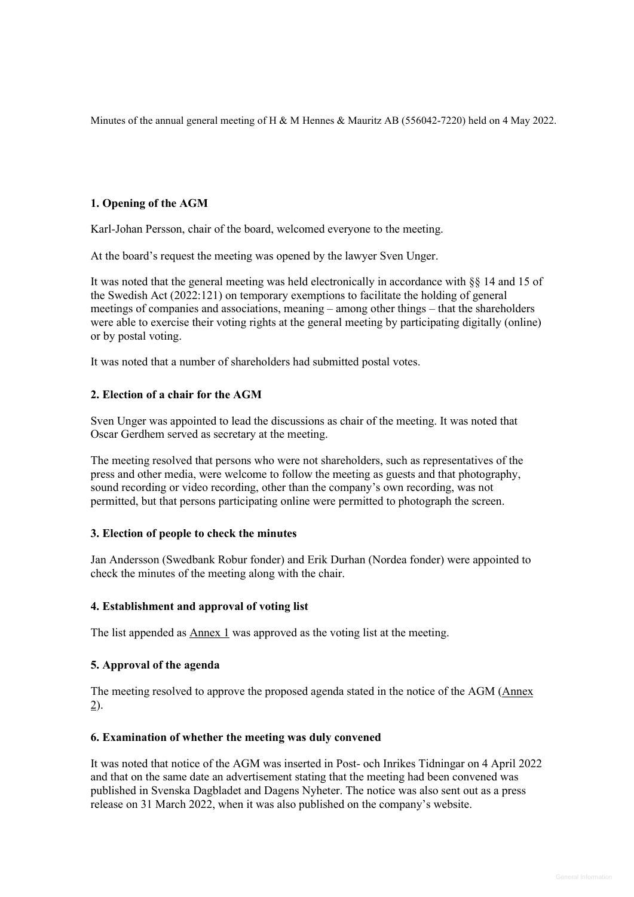Minutes of the annual general meeting of H & M Hennes & Mauritz AB (556042-7220) held on 4 May 2022.

**1. Opening of the AGM**

Karl-Johan Persson, chair of the board, welcomed everyone to the meeting.

At the board's request the meeting was opened by the lawyer Sven Unger.

It was noted that the general meeting was held electronically in accordance with §§ 14 and 15 of the Swedish Act (2022:121) on temporary exemptions to facilitate the holding of general meetings of companies and associations, meaning – among other things – that the shareholders were able to exercise their voting rights at the general meeting by participating digitally (online) or by postal voting.

It was noted that a number of shareholders had submitted postal votes.

**2. Election of a chair for the AGM**

Sven Unger was appointed to lead the discussions as chair of the meeting. It was noted that Oscar Gerdhem served as secretary at the meeting.

The meeting resolved that persons who were not shareholders, such as representatives of the press and other media, were welcome to follow the meeting as guests and that photography, sound recording or video recording, other than the company's own recording, was not permitted, but that persons participating online were permitted to photograph the screen.

**3. Election of people to check the minutes**

Jan Andersson (Swedbank Robur fonder) and Erik Durhan (Nordea fonder) were appointed to check the minutes of the meeting along with the chair.

**4. Establishment and approval of voting list**

The list appended as Annex 1 was approved as the voting list at the meeting.

**5. Approval of the agenda**

The meeting resolved to approve the proposed agenda stated in the notice of the AGM (Annex 2).

**6. Examination of whether the meeting was duly convened**

It was noted that notice of the AGM was inserted in Post- och Inrikes Tidningar on 4 April 2022 and that on the same date an advertisement stating that the meeting had been convened was published in Svenska Dagbladet and Dagens Nyheter. The notice was also sent out as a press release on 31 March 2022, when it was also published on the company's website.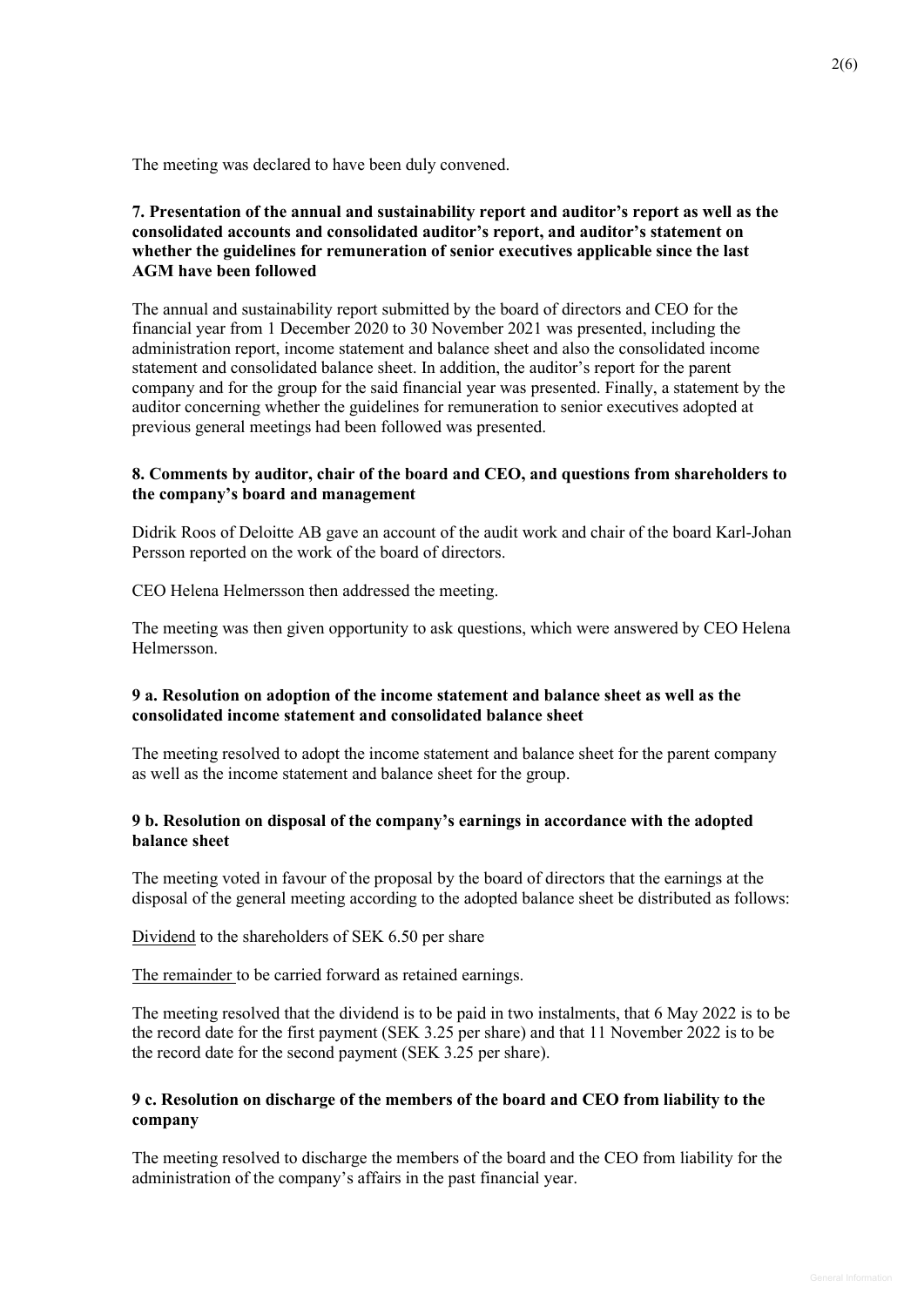The meeting was declared to have been duly convened.

**7. Presentation of the annual and sustainability report and auditor's report as well as the consolidated accounts and consolidated auditor's report, and auditor's statement on whether the guidelines for remuneration of senior executives applicable since the last AGM have been followed**

The annual and sustainability report submitted by the board of directors and CEO for the financial year from 1 December 2020 to 30 November 2021 was presented, including the administration report, income statement and balance sheet and also the consolidated income statement and consolidated balance sheet. In addition, the auditor's report for the parent company and for the group for the said financial year was presented. Finally, a statement by the auditor concerning whether the guidelines for remuneration to senior executives adopted at previous general meetings had been followed was presented.

**8. Comments by auditor, chair of the board and CEO, and questions from shareholders to the company's board and management**

Didrik Roos of Deloitte AB gave an account of the audit work and chair of the board Karl-Johan Persson reported on the work of the board of directors.

CEO Helena Helmersson then addressed the meeting.

The meeting was then given opportunity to ask questions, which were answered by CEO Helena Helmersson.

**9 a. Resolution on adoption of the income statement and balance sheet as well as the consolidated income statement and consolidated balance sheet**

The meeting resolved to adopt the income statement and balance sheet for the parent company as well as the income statement and balance sheet for the group.

**9 b. Resolution on disposal of the company's earnings in accordance with the adopted balance sheet**

The meeting voted in favour of the proposal by the board of directors that the earnings at the disposal of the general meeting according to the adopted balance sheet be distributed as follows:

Dividend to the shareholders of SEK 6.50 per share

The remainder to be carried forward as retained earnings.

The meeting resolved that the dividend is to be paid in two instalments, that 6 May 2022 is to be the record date for the first payment (SEK 3.25 per share) and that 11 November 2022 is to be the record date for the second payment (SEK 3.25 per share).

**9 c. Resolution on discharge of the members of the board and CEO from liability to the company**

The meeting resolved to discharge the members of the board and the CEO from liability for the administration of the company's affairs in the past financial year.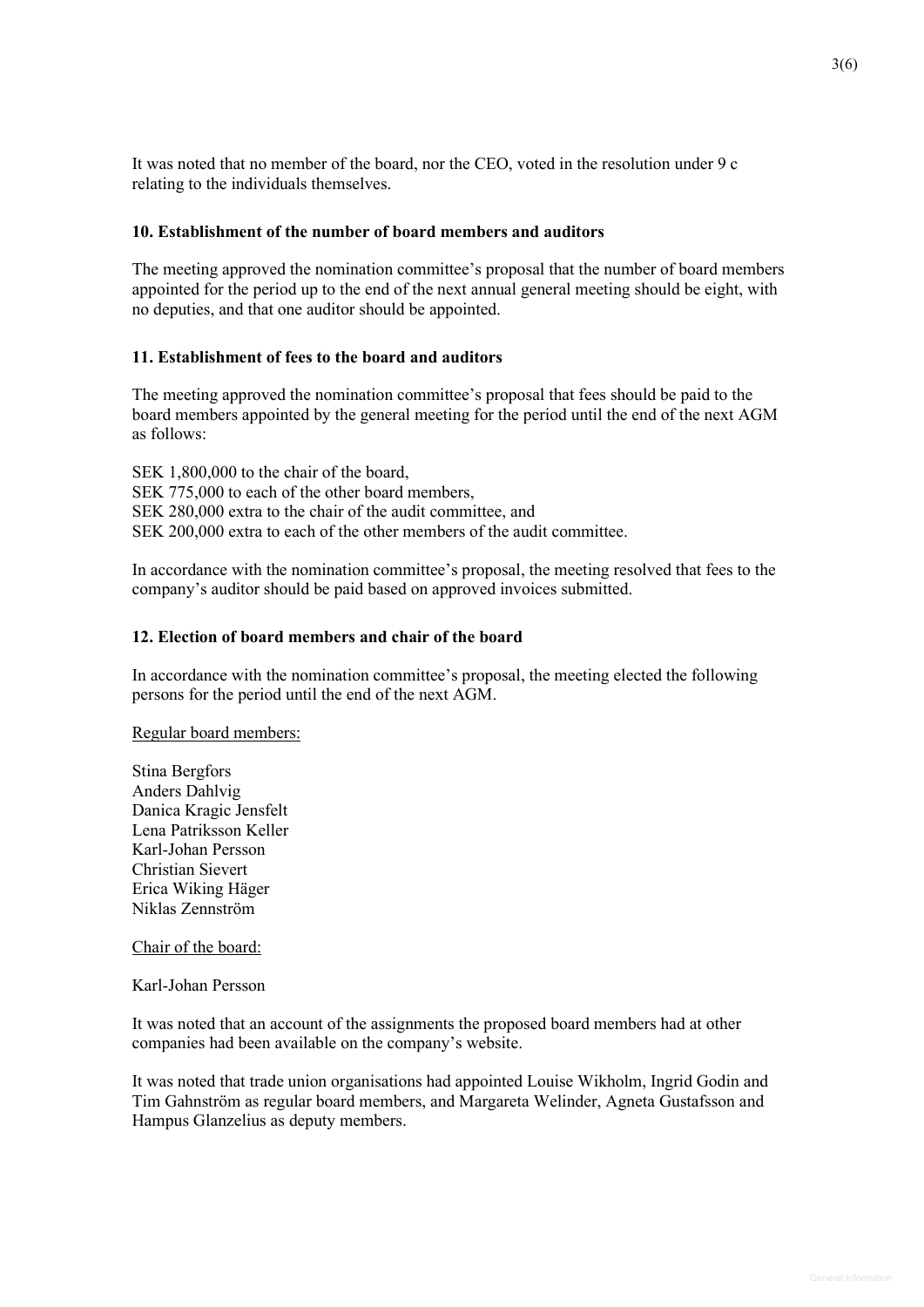It was noted that no member of the board, nor the CEO, voted in the resolution under 9 c relating to the individuals themselves.

**10. Establishment of the number of board members and auditors**

The meeting approved the nomination committee's proposal that the number of board members appointed for the period up to the end of the next annual general meeting should be eight, with no deputies, and that one auditor should be appointed.

**11. Establishment of fees to the board and auditors**

The meeting approved the nomination committee's proposal that fees should be paid to the board members appointed by the general meeting for the period until the end of the next AGM as follows:

SEK 1,800,000 to the chair of the board,
SEK 775,000 to each of the other board members,
SEK 280,000 extra to the chair of the audit committee, and
SEK 200,000 extra to each of the other members of the audit committee.

In accordance with the nomination committee's proposal, the meeting resolved that fees to the company's auditor should be paid based on approved invoices submitted.

**12. Election of board members and chair of the board**

In accordance with the nomination committee's proposal, the meeting elected the following persons for the period until the end of the next AGM.

Regular board members:

Stina Bergfors
Anders Dahlvig
Danica Kragic Jensfelt
Lena Patriksson Keller
Karl-Johan Persson
Christian Sievert
Erica Wiking Häger
Niklas Zennström

Chair of the board:

Karl-Johan Persson

It was noted that an account of the assignments the proposed board members had at other companies had been available on the company's website.

It was noted that trade union organisations had appointed Louise Wikholm, Ingrid Godin and Tim Gahnström as regular board members, and Margareta Welinder, Agneta Gustafsson and Hampus Glanzelius as deputy members.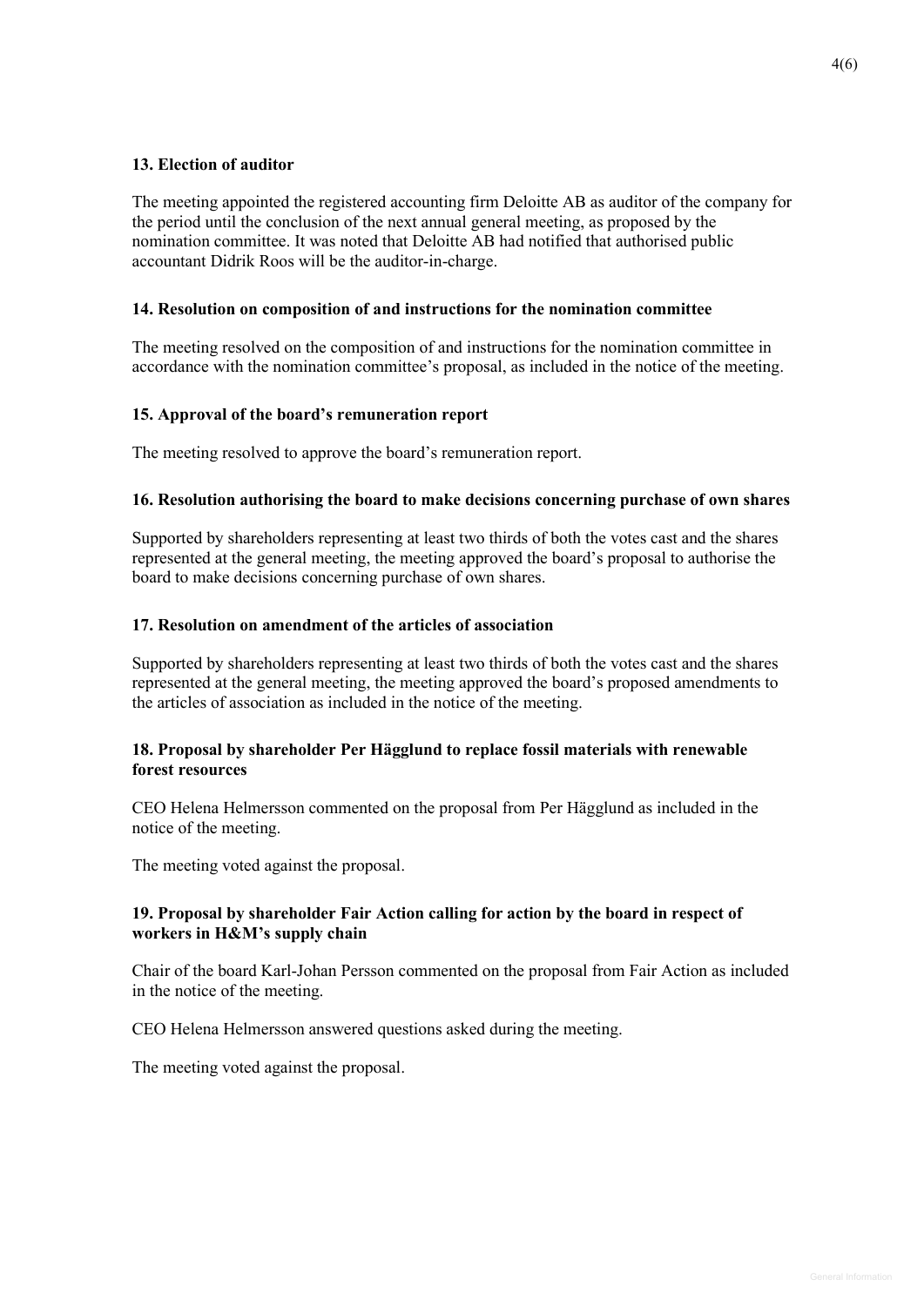**13. Election of auditor**

The meeting appointed the registered accounting firm Deloitte AB as auditor of the company for the period until the conclusion of the next annual general meeting, as proposed by the nomination committee. It was noted that Deloitte AB had notified that authorised public accountant Didrik Roos will be the auditor-in-charge.

**14. Resolution on composition of and instructions for the nomination committee**

The meeting resolved on the composition of and instructions for the nomination committee in accordance with the nomination committee's proposal, as included in the notice of the meeting.

**15. Approval of the board's remuneration report**

The meeting resolved to approve the board's remuneration report.

**16. Resolution authorising the board to make decisions concerning purchase of own shares**

Supported by shareholders representing at least two thirds of both the votes cast and the shares represented at the general meeting, the meeting approved the board's proposal to authorise the board to make decisions concerning purchase of own shares.

**17. Resolution on amendment of the articles of association**

Supported by shareholders representing at least two thirds of both the votes cast and the shares represented at the general meeting, the meeting approved the board's proposed amendments to the articles of association as included in the notice of the meeting.

**18. Proposal by shareholder Per Hägglund to replace fossil materials with renewable forest resources**

CEO Helena Helmersson commented on the proposal from Per Hägglund as included in the notice of the meeting.

The meeting voted against the proposal.

**19. Proposal by shareholder Fair Action calling for action by the board in respect of workers in H&M's supply chain**

Chair of the board Karl-Johan Persson commented on the proposal from Fair Action as included in the notice of the meeting.

CEO Helena Helmersson answered questions asked during the meeting.

The meeting voted against the proposal.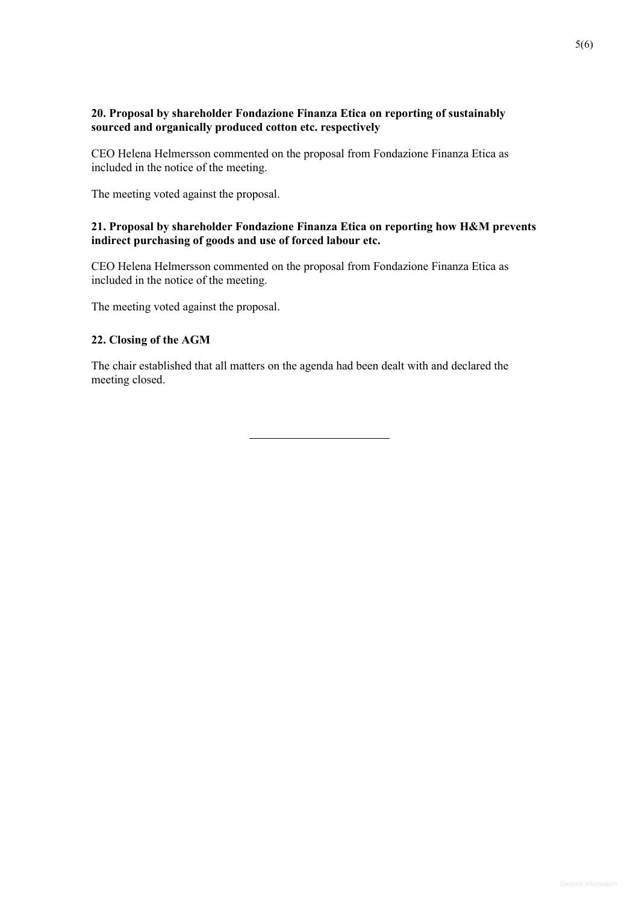**20. Proposal by shareholder Fondazione Finanza Etica on reporting of sustainably sourced and organically produced cotton etc. respectively**

CEO Helena Helmersson commented on the proposal from Fondazione Finanza Etica as included in the notice of the meeting.

The meeting voted against the proposal.

**21. Proposal by shareholder Fondazione Finanza Etica on reporting how H&M prevents indirect purchasing of goods and use of forced labour etc.**

CEO Helena Helmersson commented on the proposal from Fondazione Finanza Etica as included in the notice of the meeting.

The meeting voted against the proposal.

**22. Closing of the AGM**

The chair established that all matters on the agenda had been dealt with and declared the meeting closed.

---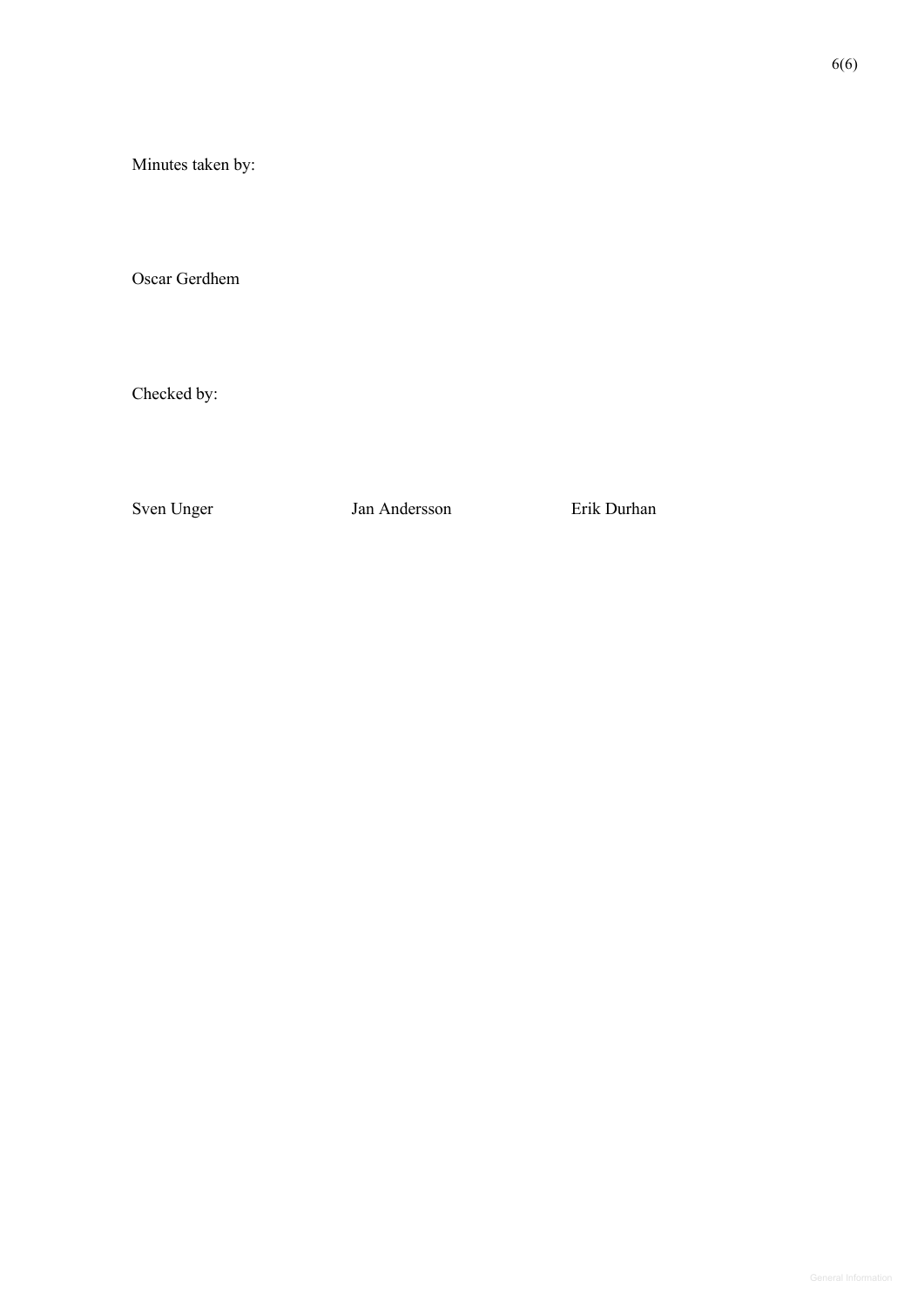Minutes taken by:

Oscar Gerdhem

Checked by:

Sven Unger                    Jan Andersson                    Erik Durhan